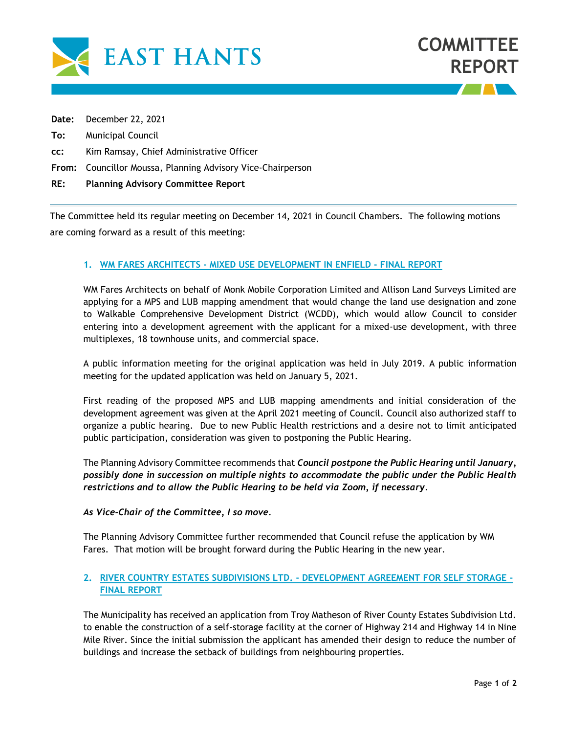EAST HANTS

# COMMITTEE REPORT

**Date:** December 22, 2021

**To:** Municipal Council

**cc:** Kim Ramsay, Chief Administrative Officer

**From:** Councillor Moussa, Planning Advisory Vice-Chairperson

**RE:** **Planning Advisory Committee Report**

---

The Committee held its regular meeting on December 14, 2021 in Council Chambers. The following motions are coming forward as a result of this meeting:

## 1. WM FARES ARCHITECTS - MIXED USE DEVELOPMENT IN ENFIELD - FINAL REPORT

WM Fares Architects on behalf of Monk Mobile Corporation Limited and Allison Land Surveys Limited are applying for a MPS and LUB mapping amendment that would change the land use designation and zone to Walkable Comprehensive Development District (WCDD), which would allow Council to consider entering into a development agreement with the applicant for a mixed-use development, with three multiplexes, 18 townhouse units, and commercial space.

A public information meeting for the original application was held in July 2019. A public information meeting for the updated application was held on January 5, 2021.

First reading of the proposed MPS and LUB mapping amendments and initial consideration of the development agreement was given at the April 2021 meeting of Council. Council also authorized staff to organize a public hearing. Due to new Public Health restrictions and a desire not to limit anticipated public participation, consideration was given to postponing the Public Hearing.

The Planning Advisory Committee recommends that ***Council postpone the Public Hearing until January, possibly done in succession on multiple nights to accommodate the public under the Public Health restrictions and to allow the Public Hearing to be held via Zoom, if necessary.***

***As Vice-Chair of the Committee, I so move.***

The Planning Advisory Committee further recommended that Council refuse the application by WM Fares. That motion will be brought forward during the Public Hearing in the new year.

## 2. RIVER COUNTRY ESTATES SUBDIVISIONS LTD. - DEVELOPMENT AGREEMENT FOR SELF STORAGE - FINAL REPORT

The Municipality has received an application from Troy Matheson of River County Estates Subdivision Ltd. to enable the construction of a self-storage facility at the corner of Highway 214 and Highway 14 in Nine Mile River. Since the initial submission the applicant has amended their design to reduce the number of buildings and increase the setback of buildings from neighbouring properties.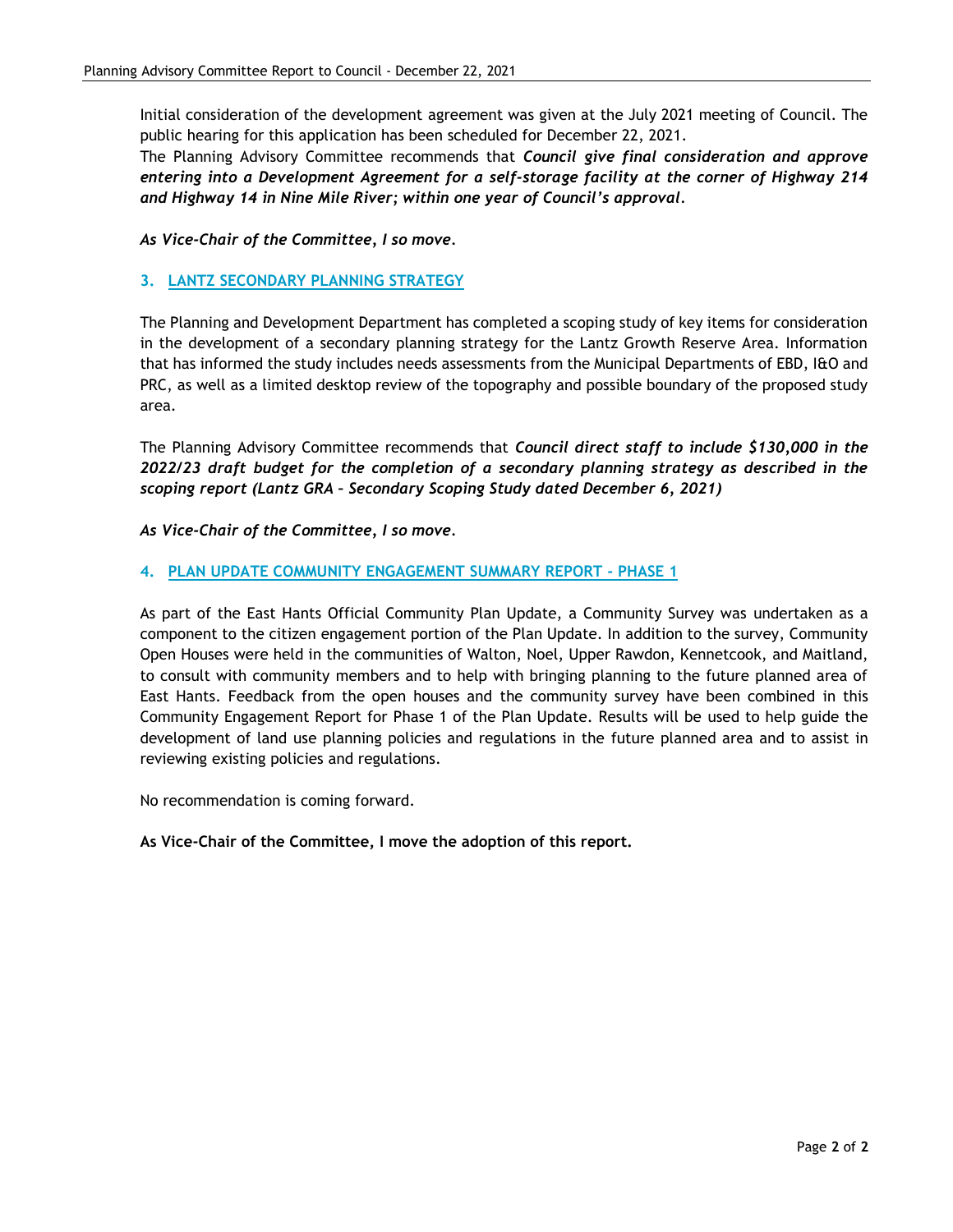Initial consideration of the development agreement was given at the July 2021 meeting of Council. The public hearing for this application has been scheduled for December 22, 2021.
The Planning Advisory Committee recommends that ***Council give final consideration and approve entering into a Development Agreement for a self-storage facility at the corner of Highway 214 and Highway 14 in Nine Mile River; within one year of Council's approval.***

***As Vice-Chair of the Committee, I so move.***

### 3. LANTZ SECONDARY PLANNING STRATEGY

The Planning and Development Department has completed a scoping study of key items for consideration in the development of a secondary planning strategy for the Lantz Growth Reserve Area. Information that has informed the study includes needs assessments from the Municipal Departments of EBD, I&O and PRC, as well as a limited desktop review of the topography and possible boundary of the proposed study area.

The Planning Advisory Committee recommends that ***Council direct staff to include $130,000 in the 2022/23 draft budget for the completion of a secondary planning strategy as described in the scoping report (Lantz GRA – Secondary Scoping Study dated December 6, 2021)***

***As Vice-Chair of the Committee, I so move.***

### 4. PLAN UPDATE COMMUNITY ENGAGEMENT SUMMARY REPORT - PHASE 1

As part of the East Hants Official Community Plan Update, a Community Survey was undertaken as a component to the citizen engagement portion of the Plan Update. In addition to the survey, Community Open Houses were held in the communities of Walton, Noel, Upper Rawdon, Kennetcook, and Maitland, to consult with community members and to help with bringing planning to the future planned area of East Hants. Feedback from the open houses and the community survey have been combined in this Community Engagement Report for Phase 1 of the Plan Update. Results will be used to help guide the development of land use planning policies and regulations in the future planned area and to assist in reviewing existing policies and regulations.

No recommendation is coming forward.

**As Vice-Chair of the Committee, I move the adoption of this report.**